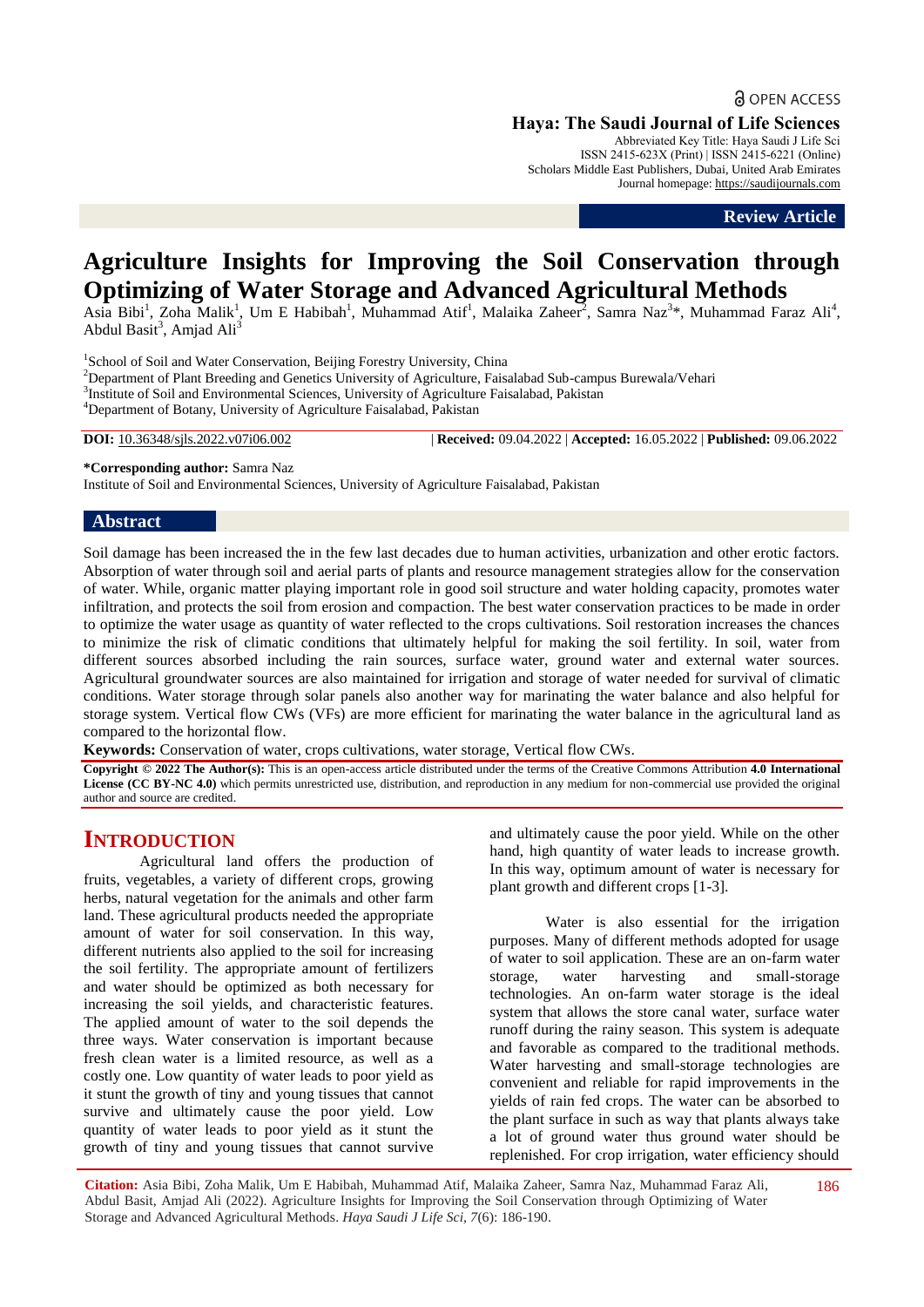OPEN ACCESS

**Haya: The Saudi Journal of Life Sciences**
Abbreviated Key Title: Haya Saudi J Life Sci
ISSN 2415-623X (Print) | ISSN 2415-6221 (Online)
Scholars Middle East Publishers, Dubai, United Arab Emirates
Journal homepage: https://saudijournals.com

**Review Article**

# Agriculture Insights for Improving the Soil Conservation through Optimizing of Water Storage and Advanced Agricultural Methods

Asia Bibi[1], Zoha Malik[1], Um E Habibah[1], Muhammad Atif[1], Malaika Zaheer[2], Samra Naz[3]*, Muhammad Faraz Ali[4], Abdul Basit[3], Amjad Ali[3]

[1]School of Soil and Water Conservation, Beijing Forestry University, China
[2]Department of Plant Breeding and Genetics University of Agriculture, Faisalabad Sub-campus Burewala/Vehari
[3]Institute of Soil and Environmental Sciences, University of Agriculture Faisalabad, Pakistan
[4]Department of Botany, University of Agriculture Faisalabad, Pakistan

**DOI:** 10.36348/sjls.2022.v07i06.002 | **Received:** 09.04.2022 | **Accepted:** 16.05.2022 | **Published:** 09.06.2022

**\*Corresponding author:** Samra Naz
Institute of Soil and Environmental Sciences, University of Agriculture Faisalabad, Pakistan

## Abstract

Soil damage has been increased the in the few last decades due to human activities, urbanization and other erotic factors. Absorption of water through soil and aerial parts of plants and resource management strategies allow for the conservation of water. While, organic matter playing important role in good soil structure and water holding capacity, promotes water infiltration, and protects the soil from erosion and compaction. The best water conservation practices to be made in order to optimize the water usage as quantity of water reflected to the crops cultivations. Soil restoration increases the chances to minimize the risk of climatic conditions that ultimately helpful for making the soil fertility. In soil, water from different sources absorbed including the rain sources, surface water, ground water and external water sources. Agricultural groundwater sources are also maintained for irrigation and storage of water needed for survival of climatic conditions. Water storage through solar panels also another way for marinating the water balance and also helpful for storage system. Vertical flow CWs (VFs) are more efficient for marinating the water balance in the agricultural land as compared to the horizontal flow.

**Keywords:** Conservation of water, crops cultivations, water storage, Vertical flow CWs.

**Copyright © 2022 The Author(s):** This is an open-access article distributed under the terms of the Creative Commons Attribution **4.0 International License (CC BY-NC 4.0)** which permits unrestricted use, distribution, and reproduction in any medium for non-commercial use provided the original author and source are credited.

## INTRODUCTION

Agricultural land offers the production of fruits, vegetables, a variety of different crops, growing herbs, natural vegetation for the animals and other farm land. These agricultural products needed the appropriate amount of water for soil conservation. In this way, different nutrients also applied to the soil for increasing the soil fertility. The appropriate amount of fertilizers and water should be optimized as both necessary for increasing the soil yields, and characteristic features. The applied amount of water to the soil depends the three ways. Water conservation is important because fresh clean water is a limited resource, as well as a costly one. Low quantity of water leads to poor yield as it stunt the growth of tiny and young tissues that cannot survive and ultimately cause the poor yield. Low quantity of water leads to poor yield as it stunt the growth of tiny and young tissues that cannot survive and ultimately cause the poor yield. While on the other hand, high quantity of water leads to increase growth. In this way, optimum amount of water is necessary for plant growth and different crops [1-3].

Water is also essential for the irrigation purposes. Many of different methods adopted for usage of water to soil application. These are an on-farm water storage, water harvesting and small-storage technologies. An on-farm water storage is the ideal system that allows the store canal water, surface water runoff during the rainy season. This system is adequate and favorable as compared to the traditional methods. Water harvesting and small-storage technologies are convenient and reliable for rapid improvements in the yields of rain fed crops. The water can be absorbed to the plant surface in such as way that plants always take a lot of ground water thus ground water should be replenished. For crop irrigation, water efficiency should

**Citation:** Asia Bibi, Zoha Malik, Um E Habibah, Muhammad Atif, Malaika Zaheer, Samra Naz, Muhammad Faraz Ali, Abdul Basit, Amjad Ali (2022). Agriculture Insights for Improving the Soil Conservation through Optimizing of Water Storage and Advanced Agricultural Methods. *Haya Saudi J Life Sci, 7*(6): 186-190.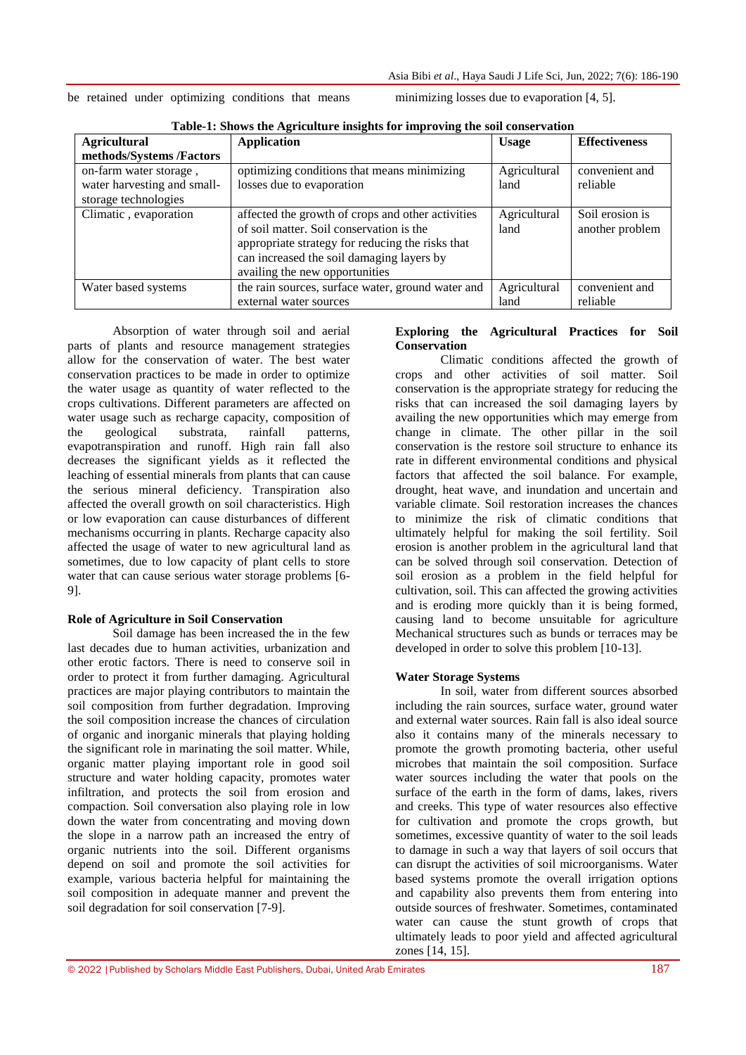be retained under optimizing conditions that means minimizing losses due to evaporation [4, 5].

**Table-1: Shows the Agriculture insights for improving the soil conservation**

| Agricultural methods/Systems /Factors | Application | Usage | Effectiveness |
|---|---|---|---|
| on-farm water storage , water harvesting and small-storage technologies | optimizing conditions that means minimizing losses due to evaporation | Agricultural land | convenient and reliable |
| Climatic , evaporation | affected the growth of crops and other activities of soil matter. Soil conservation is the appropriate strategy for reducing the risks that can increased the soil damaging layers by availing the new opportunities | Agricultural land | Soil erosion is another problem |
| Water based systems | the rain sources, surface water, ground water and external water sources | Agricultural land | convenient and reliable |

Absorption of water through soil and aerial parts of plants and resource management strategies allow for the conservation of water. The best water conservation practices to be made in order to optimize the water usage as quantity of water reflected to the crops cultivations. Different parameters are affected on water usage such as recharge capacity, composition of the geological substrata, rainfall patterns, evapotranspiration and runoff. High rain fall also decreases the significant yields as it reflected the leaching of essential minerals from plants that can cause the serious mineral deficiency. Transpiration also affected the overall growth on soil characteristics. High or low evaporation can cause disturbances of different mechanisms occurring in plants. Recharge capacity also affected the usage of water to new agricultural land as sometimes, due to low capacity of plant cells to store water that can cause serious water storage problems [6-9].

**Role of Agriculture in Soil Conservation**

Soil damage has been increased the in the few last decades due to human activities, urbanization and other erotic factors. There is need to conserve soil in order to protect it from further damaging. Agricultural practices are major playing contributors to maintain the soil composition from further degradation. Improving the soil composition increase the chances of circulation of organic and inorganic minerals that playing holding the significant role in marinating the soil matter. While, organic matter playing important role in good soil structure and water holding capacity, promotes water infiltration, and protects the soil from erosion and compaction. Soil conversation also playing role in low down the water from concentrating and moving down the slope in a narrow path an increased the entry of organic nutrients into the soil. Different organisms depend on soil and promote the soil activities for example, various bacteria helpful for maintaining the soil composition in adequate manner and prevent the soil degradation for soil conservation [7-9].

**Exploring the Agricultural Practices for Soil Conservation**

Climatic conditions affected the growth of crops and other activities of soil matter. Soil conservation is the appropriate strategy for reducing the risks that can increased the soil damaging layers by availing the new opportunities which may emerge from change in climate. The other pillar in the soil conservation is the restore soil structure to enhance its rate in different environmental conditions and physical factors that affected the soil balance. For example, drought, heat wave, and inundation and uncertain and variable climate. Soil restoration increases the chances to minimize the risk of climatic conditions that ultimately helpful for making the soil fertility. Soil erosion is another problem in the agricultural land that can be solved through soil conservation. Detection of soil erosion as a problem in the field helpful for cultivation, soil. This can affected the growing activities and is eroding more quickly than it is being formed, causing land to become unsuitable for agriculture Mechanical structures such as bunds or terraces may be developed in order to solve this problem [10-13].

**Water Storage Systems**

In soil, water from different sources absorbed including the rain sources, surface water, ground water and external water sources. Rain fall is also ideal source also it contains many of the minerals necessary to promote the growth promoting bacteria, other useful microbes that maintain the soil composition. Surface water sources including the water that pools on the surface of the earth in the form of dams, lakes, rivers and creeks. This type of water resources also effective for cultivation and promote the crops growth, but sometimes, excessive quantity of water to the soil leads to damage in such a way that layers of soil occurs that can disrupt the activities of soil microorganisms. Water based systems promote the overall irrigation options and capability also prevents them from entering into outside sources of freshwater. Sometimes, contaminated water can cause the stunt growth of crops that ultimately leads to poor yield and affected agricultural zones [14, 15].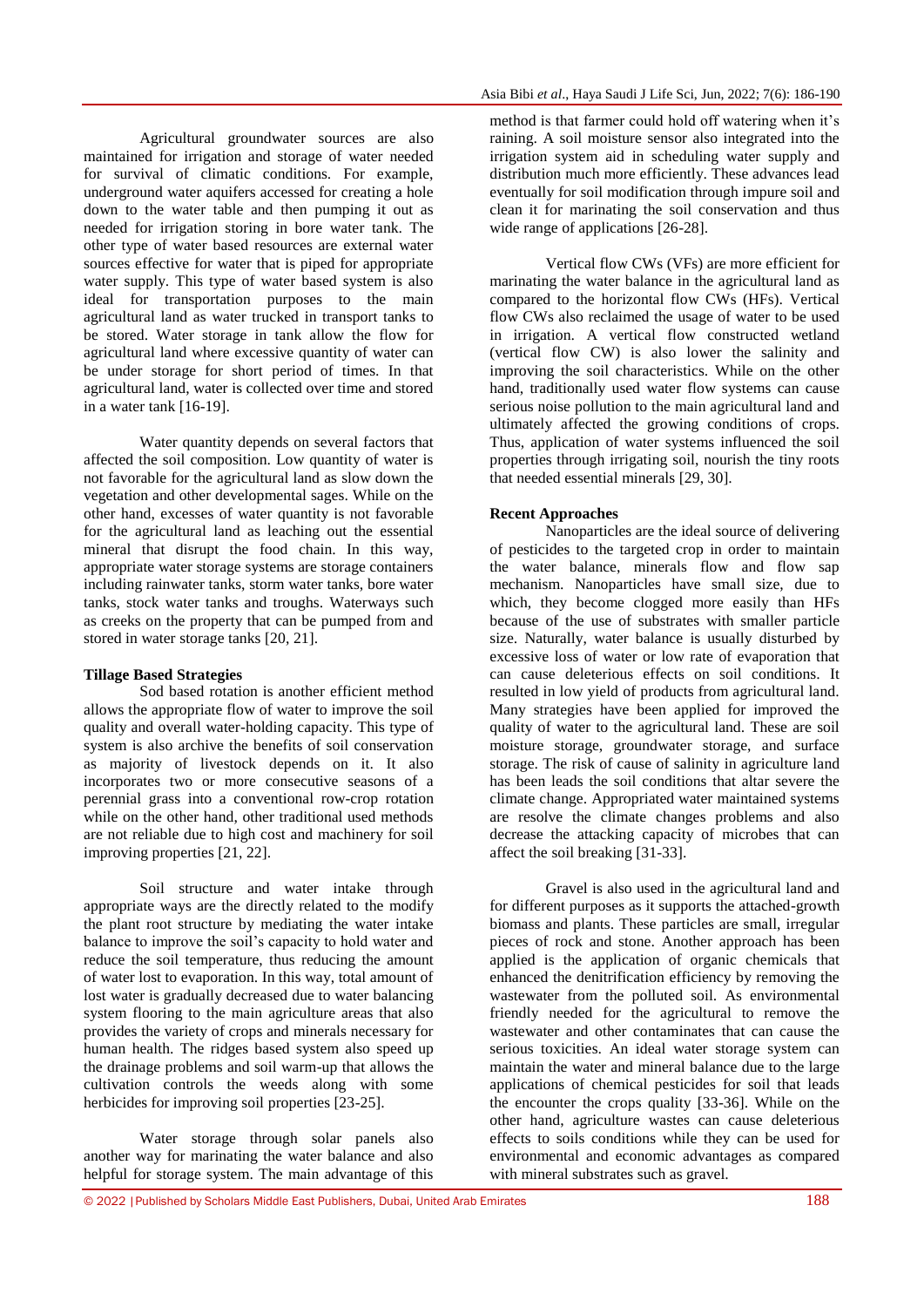Agricultural groundwater sources are also maintained for irrigation and storage of water needed for survival of climatic conditions. For example, underground water aquifers accessed for creating a hole down to the water table and then pumping it out as needed for irrigation storing in bore water tank. The other type of water based resources are external water sources effective for water that is piped for appropriate water supply. This type of water based system is also ideal for transportation purposes to the main agricultural land as water trucked in transport tanks to be stored. Water storage in tank allow the flow for agricultural land where excessive quantity of water can be under storage for short period of times. In that agricultural land, water is collected over time and stored in a water tank [16-19].

Water quantity depends on several factors that affected the soil composition. Low quantity of water is not favorable for the agricultural land as slow down the vegetation and other developmental sages. While on the other hand, excesses of water quantity is not favorable for the agricultural land as leaching out the essential mineral that disrupt the food chain. In this way, appropriate water storage systems are storage containers including rainwater tanks, storm water tanks, bore water tanks, stock water tanks and troughs. Waterways such as creeks on the property that can be pumped from and stored in water storage tanks [20, 21].

**Tillage Based Strategies**

Sod based rotation is another efficient method allows the appropriate flow of water to improve the soil quality and overall water-holding capacity. This type of system is also archive the benefits of soil conservation as majority of livestock depends on it. It also incorporates two or more consecutive seasons of a perennial grass into a conventional row-crop rotation while on the other hand, other traditional used methods are not reliable due to high cost and machinery for soil improving properties [21, 22].

Soil structure and water intake through appropriate ways are the directly related to the modify the plant root structure by mediating the water intake balance to improve the soil's capacity to hold water and reduce the soil temperature, thus reducing the amount of water lost to evaporation. In this way, total amount of lost water is gradually decreased due to water balancing system flooring to the main agriculture areas that also provides the variety of crops and minerals necessary for human health. The ridges based system also speed up the drainage problems and soil warm-up that allows the cultivation controls the weeds along with some herbicides for improving soil properties [23-25].

Water storage through solar panels also another way for marinating the water balance and also helpful for storage system. The main advantage of this method is that farmer could hold off watering when it's raining. A soil moisture sensor also integrated into the irrigation system aid in scheduling water supply and distribution much more efficiently. These advances lead eventually for soil modification through impure soil and clean it for marinating the soil conservation and thus wide range of applications [26-28].

Vertical flow CWs (VFs) are more efficient for marinating the water balance in the agricultural land as compared to the horizontal flow CWs (HFs). Vertical flow CWs also reclaimed the usage of water to be used in irrigation. A vertical flow constructed wetland (vertical flow CW) is also lower the salinity and improving the soil characteristics. While on the other hand, traditionally used water flow systems can cause serious noise pollution to the main agricultural land and ultimately affected the growing conditions of crops. Thus, application of water systems influenced the soil properties through irrigating soil, nourish the tiny roots that needed essential minerals [29, 30].

**Recent Approaches**

Nanoparticles are the ideal source of delivering of pesticides to the targeted crop in order to maintain the water balance, minerals flow and flow sap mechanism. Nanoparticles have small size, due to which, they become clogged more easily than HFs because of the use of substrates with smaller particle size. Naturally, water balance is usually disturbed by excessive loss of water or low rate of evaporation that can cause deleterious effects on soil conditions. It resulted in low yield of products from agricultural land. Many strategies have been applied for improved the quality of water to the agricultural land. These are soil moisture storage, groundwater storage, and surface storage. The risk of cause of salinity in agriculture land has been leads the soil conditions that altar severe the climate change. Appropriated water maintained systems are resolve the climate changes problems and also decrease the attacking capacity of microbes that can affect the soil breaking [31-33].

Gravel is also used in the agricultural land and for different purposes as it supports the attached-growth biomass and plants. These particles are small, irregular pieces of rock and stone. Another approach has been applied is the application of organic chemicals that enhanced the denitrification efficiency by removing the wastewater from the polluted soil. As environmental friendly needed for the agricultural to remove the wastewater and other contaminates that can cause the serious toxicities. An ideal water storage system can maintain the water and mineral balance due to the large applications of chemical pesticides for soil that leads the encounter the crops quality [33-36]. While on the other hand, agriculture wastes can cause deleterious effects to soils conditions while they can be used for environmental and economic advantages as compared with mineral substrates such as gravel.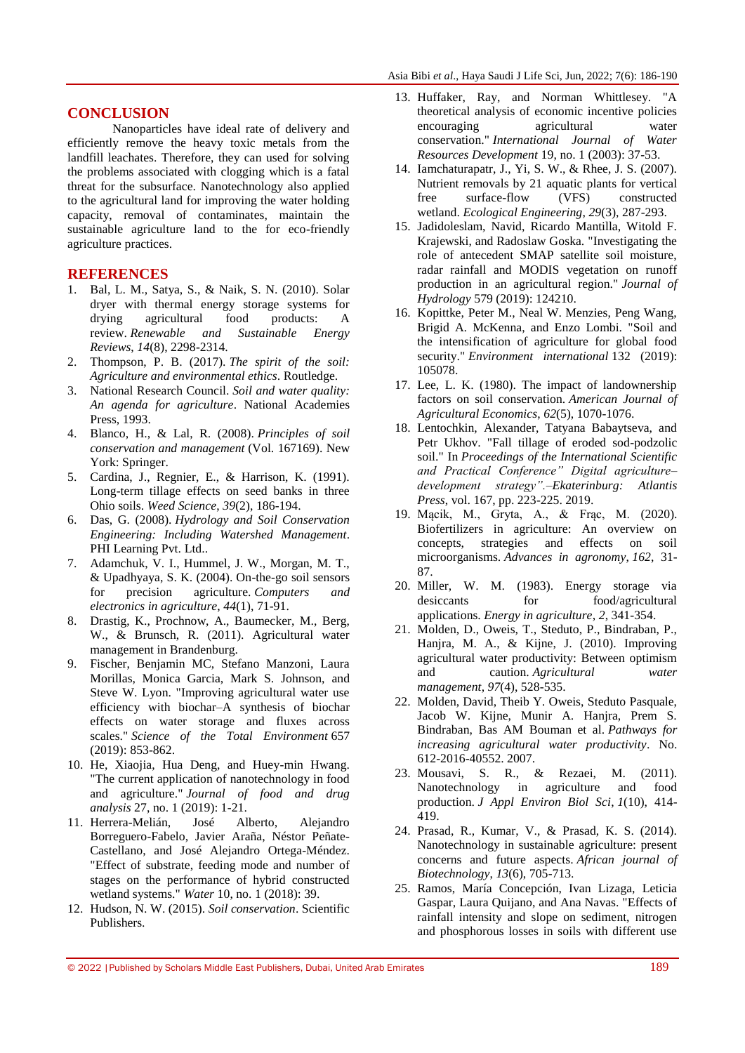## CONCLUSION

Nanoparticles have ideal rate of delivery and efficiently remove the heavy toxic metals from the landfill leachates. Therefore, they can used for solving the problems associated with clogging which is a fatal threat for the subsurface. Nanotechnology also applied to the agricultural land for improving the water holding capacity, removal of contaminates, maintain the sustainable agriculture land to the for eco-friendly agriculture practices.

## REFERENCES

1. Bal, L. M., Satya, S., & Naik, S. N. (2010). Solar dryer with thermal energy storage systems for drying agricultural food products: A review. *Renewable and Sustainable Energy Reviews*, *14*(8), 2298-2314.
2. Thompson, P. B. (2017). *The spirit of the soil: Agriculture and environmental ethics*. Routledge.
3. National Research Council. *Soil and water quality: An agenda for agriculture*. National Academies Press, 1993.
4. Blanco, H., & Lal, R. (2008). *Principles of soil conservation and management* (Vol. 167169). New York: Springer.
5. Cardina, J., Regnier, E., & Harrison, K. (1991). Long-term tillage effects on seed banks in three Ohio soils. *Weed Science*, *39*(2), 186-194.
6. Das, G. (2008). *Hydrology and Soil Conservation Engineering: Including Watershed Management*. PHI Learning Pvt. Ltd..
7. Adamchuk, V. I., Hummel, J. W., Morgan, M. T., & Upadhyaya, S. K. (2004). On-the-go soil sensors for precision agriculture. *Computers and electronics in agriculture*, *44*(1), 71-91.
8. Drastig, K., Prochnow, A., Baumecker, M., Berg, W., & Brunsch, R. (2011). Agricultural water management in Brandenburg.
9. Fischer, Benjamin MC, Stefano Manzoni, Laura Morillas, Monica Garcia, Mark S. Johnson, and Steve W. Lyon. "Improving agricultural water use efficiency with biochar–A synthesis of biochar effects on water storage and fluxes across scales." *Science of the Total Environment* 657 (2019): 853-862.
10. He, Xiaojia, Hua Deng, and Huey-min Hwang. "The current application of nanotechnology in food and agriculture." *Journal of food and drug analysis* 27, no. 1 (2019): 1-21.
11. Herrera-Melián, José Alberto, Alejandro Borreguero-Fabelo, Javier Araña, Néstor Peñate-Castellano, and José Alejandro Ortega-Méndez. "Effect of substrate, feeding mode and number of stages on the performance of hybrid constructed wetland systems." *Water* 10, no. 1 (2018): 39.
12. Hudson, N. W. (2015). *Soil conservation*. Scientific Publishers.
13. Huffaker, Ray, and Norman Whittlesey. "A theoretical analysis of economic incentive policies encouraging agricultural water conservation." *International Journal of Water Resources Development* 19, no. 1 (2003): 37-53.
14. Iamchaturapatr, J., Yi, S. W., & Rhee, J. S. (2007). Nutrient removals by 21 aquatic plants for vertical free surface-flow (VFS) constructed wetland. *Ecological Engineering*, *29*(3), 287-293.
15. Jadidoleslam, Navid, Ricardo Mantilla, Witold F. Krajewski, and Radoslaw Goska. "Investigating the role of antecedent SMAP satellite soil moisture, radar rainfall and MODIS vegetation on runoff production in an agricultural region." *Journal of Hydrology* 579 (2019): 124210.
16. Kopittke, Peter M., Neal W. Menzies, Peng Wang, Brigid A. McKenna, and Enzo Lombi. "Soil and the intensification of agriculture for global food security." *Environment international* 132 (2019): 105078.
17. Lee, L. K. (1980). The impact of landownership factors on soil conservation. *American Journal of Agricultural Economics*, *62*(5), 1070-1076.
18. Lentochkin, Alexander, Tatyana Babaytseva, and Petr Ukhov. "Fall tillage of eroded sod-podzolic soil." In *Proceedings of the International Scientific and Practical Conference" Digital agriculture–development strategy".–Ekaterinburg: Atlantis Press*, vol. 167, pp. 223-225. 2019.
19. Mącik, M., Gryta, A., & Frąc, M. (2020). Biofertilizers in agriculture: An overview on concepts, strategies and effects on soil microorganisms. *Advances in agronomy*, *162*, 31-87.
20. Miller, W. M. (1983). Energy storage via desiccants for food/agricultural applications. *Energy in agriculture*, *2*, 341-354.
21. Molden, D., Oweis, T., Steduto, P., Bindraban, P., Hanjra, M. A., & Kijne, J. (2010). Improving agricultural water productivity: Between optimism and caution. *Agricultural water management*, *97*(4), 528-535.
22. Molden, David, Theib Y. Oweis, Steduto Pasquale, Jacob W. Kijne, Munir A. Hanjra, Prem S. Bindraban, Bas AM Bouman et al. *Pathways for increasing agricultural water productivity*. No. 612-2016-40552. 2007.
23. Mousavi, S. R., & Rezaei, M. (2011). Nanotechnology in agriculture and food production. *J Appl Environ Biol Sci*, *1*(10), 414-419.
24. Prasad, R., Kumar, V., & Prasad, K. S. (2014). Nanotechnology in sustainable agriculture: present concerns and future aspects. *African journal of Biotechnology*, *13*(6), 705-713.
25. Ramos, María Concepción, Ivan Lizaga, Leticia Gaspar, Laura Quijano, and Ana Navas. "Effects of rainfall intensity and slope on sediment, nitrogen and phosphorous losses in soils with different use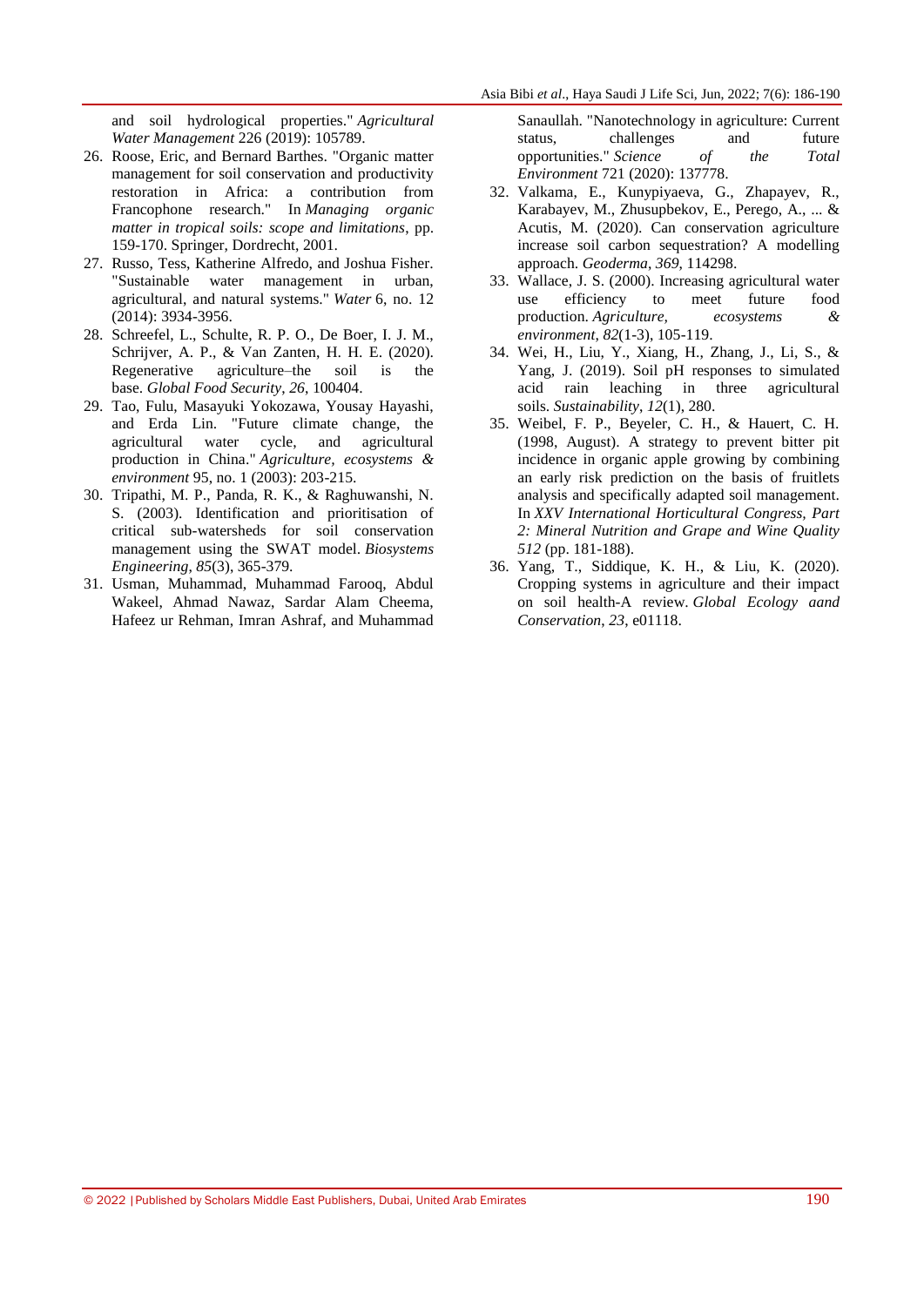and soil hydrological properties." *Agricultural Water Management* 226 (2019): 105789.

26. Roose, Eric, and Bernard Barthes. "Organic matter management for soil conservation and productivity restoration in Africa: a contribution from Francophone research." In *Managing organic matter in tropical soils: scope and limitations*, pp. 159-170. Springer, Dordrecht, 2001.
27. Russo, Tess, Katherine Alfredo, and Joshua Fisher. "Sustainable water management in urban, agricultural, and natural systems." *Water* 6, no. 12 (2014): 3934-3956.
28. Schreefel, L., Schulte, R. P. O., De Boer, I. J. M., Schrijver, A. P., & Van Zanten, H. H. E. (2020). Regenerative agriculture–the soil is the base. *Global Food Security*, *26*, 100404.
29. Tao, Fulu, Masayuki Yokozawa, Yousay Hayashi, and Erda Lin. "Future climate change, the agricultural water cycle, and agricultural production in China." *Agriculture, ecosystems & environment* 95, no. 1 (2003): 203-215.
30. Tripathi, M. P., Panda, R. K., & Raghuwanshi, N. S. (2003). Identification and prioritisation of critical sub-watersheds for soil conservation management using the SWAT model. *Biosystems Engineering*, *85*(3), 365-379.
31. Usman, Muhammad, Muhammad Farooq, Abdul Wakeel, Ahmad Nawaz, Sardar Alam Cheema, Hafeez ur Rehman, Imran Ashraf, and Muhammad Sanaullah. "Nanotechnology in agriculture: Current status, challenges and future opportunities." *Science of the Total Environment* 721 (2020): 137778.
32. Valkama, E., Kunypiyaeva, G., Zhapayev, R., Karabayev, M., Zhusupbekov, E., Perego, A., ... & Acutis, M. (2020). Can conservation agriculture increase soil carbon sequestration? A modelling approach. *Geoderma*, *369*, 114298.
33. Wallace, J. S. (2000). Increasing agricultural water use efficiency to meet future food production. *Agriculture, ecosystems & environment*, *82*(1-3), 105-119.
34. Wei, H., Liu, Y., Xiang, H., Zhang, J., Li, S., & Yang, J. (2019). Soil pH responses to simulated acid rain leaching in three agricultural soils. *Sustainability*, *12*(1), 280.
35. Weibel, F. P., Beyeler, C. H., & Hauert, C. H. (1998, August). A strategy to prevent bitter pit incidence in organic apple growing by combining an early risk prediction on the basis of fruitlets analysis and specifically adapted soil management. In *XXV International Horticultural Congress, Part 2: Mineral Nutrition and Grape and Wine Quality 512* (pp. 181-188).
36. Yang, T., Siddique, K. H., & Liu, K. (2020). Cropping systems in agriculture and their impact on soil health-A review. *Global Ecology aand Conservation*, *23*, e01118.